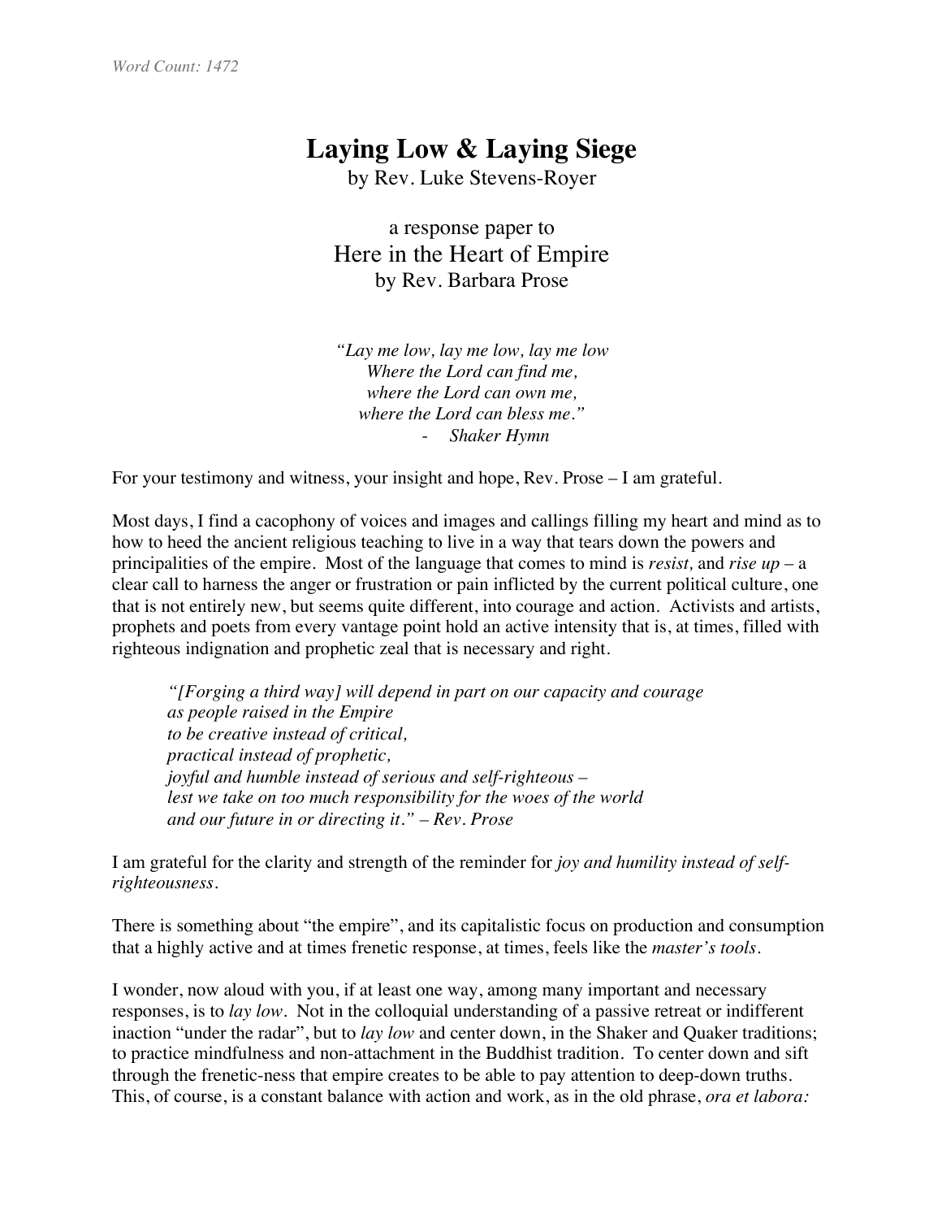*Word Count: 1472*

# Laying Low & Laying Siege

by Rev. Luke Stevens-Royer

a response paper to

Here in the Heart of Empire

by Rev. Barbara Prose

> *"Lay me low, lay me low, lay me low*
> *Where the Lord can find me,*
> *where the Lord can own me,*
> *where the Lord can bless me."*
> - *Shaker Hymn*

For your testimony and witness, your insight and hope, Rev. Prose – I am grateful.

Most days, I find a cacophony of voices and images and callings filling my heart and mind as to how to heed the ancient religious teaching to live in a way that tears down the powers and principalities of the empire. Most of the language that comes to mind is *resist,* and *rise up* – a clear call to harness the anger or frustration or pain inflicted by the current political culture, one that is not entirely new, but seems quite different, into courage and action. Activists and artists, prophets and poets from every vantage point hold an active intensity that is, at times, filled with righteous indignation and prophetic zeal that is necessary and right.

> *"[Forging a third way] will depend in part on our capacity and courage*
> *as people raised in the Empire*
> *to be creative instead of critical,*
> *practical instead of prophetic,*
> *joyful and humble instead of serious and self-righteous –*
> *lest we take on too much responsibility for the woes of the world*
> *and our future in or directing it." – Rev. Prose*

I am grateful for the clarity and strength of the reminder for *joy and humility instead of self-righteousness.*

There is something about "the empire", and its capitalistic focus on production and consumption that a highly active and at times frenetic response, at times, feels like the *master's tools.*

I wonder, now aloud with you, if at least one way, among many important and necessary responses, is to *lay low*. Not in the colloquial understanding of a passive retreat or indifferent inaction "under the radar", but to *lay low* and center down, in the Shaker and Quaker traditions; to practice mindfulness and non-attachment in the Buddhist tradition. To center down and sift through the frenetic-ness that empire creates to be able to pay attention to deep-down truths. This, of course, is a constant balance with action and work, as in the old phrase, *ora et labora:*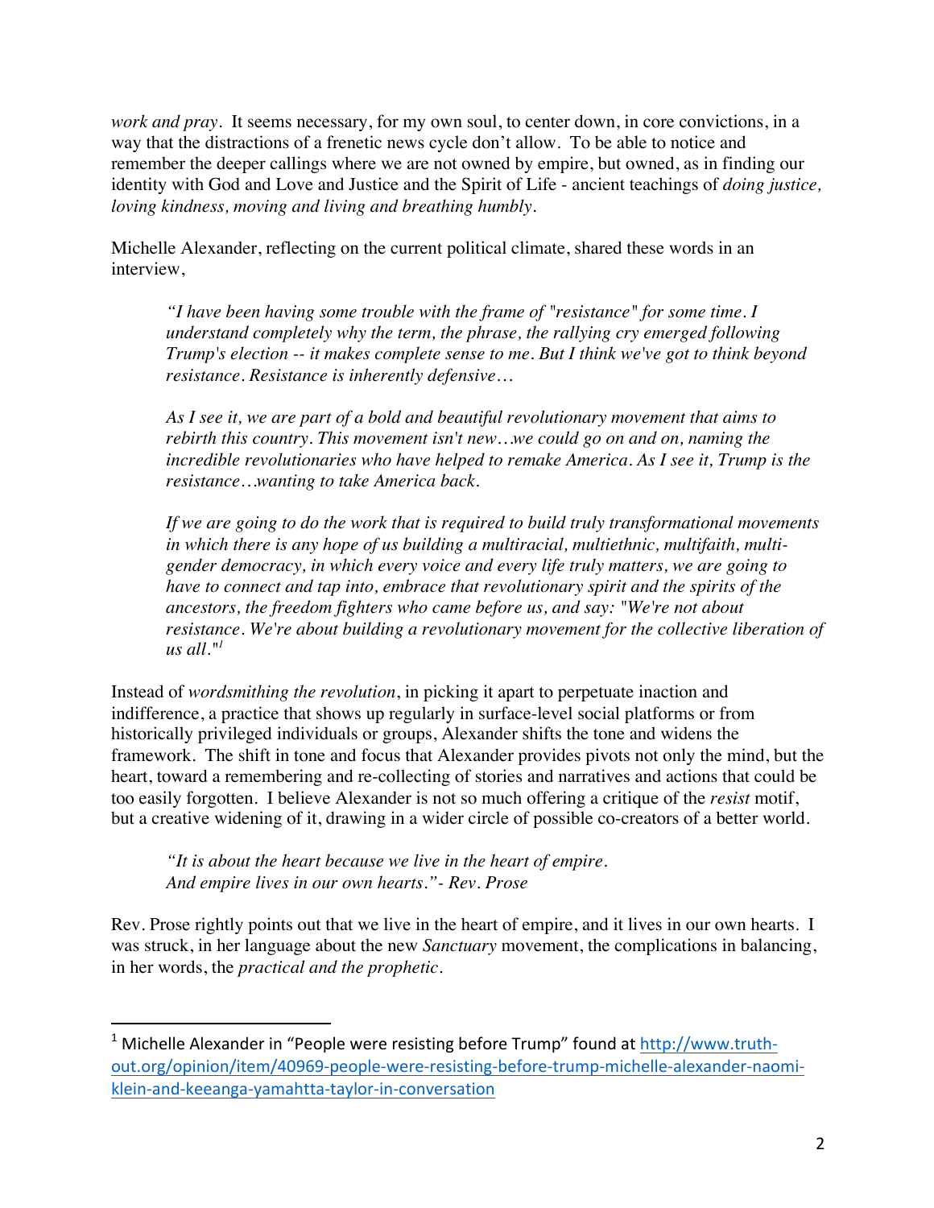*work and pray*. It seems necessary, for my own soul, to center down, in core convictions, in a way that the distractions of a frenetic news cycle don't allow. To be able to notice and remember the deeper callings where we are not owned by empire, but owned, as in finding our identity with God and Love and Justice and the Spirit of Life - ancient teachings of *doing justice, loving kindness, moving and living and breathing humbly*.

Michelle Alexander, reflecting on the current political climate, shared these words in an interview,

> *"I have been having some trouble with the frame of "resistance" for some time. I understand completely why the term, the phrase, the rallying cry emerged following Trump's election -- it makes complete sense to me. But I think we've got to think beyond resistance. Resistance is inherently defensive…*
>
> *As I see it, we are part of a bold and beautiful revolutionary movement that aims to rebirth this country. This movement isn't new…we could go on and on, naming the incredible revolutionaries who have helped to remake America. As I see it, Trump is the resistance…wanting to take America back.*
>
> *If we are going to do the work that is required to build truly transformational movements in which there is any hope of us building a multiracial, multiethnic, multifaith, multi-gender democracy, in which every voice and every life truly matters, we are going to have to connect and tap into, embrace that revolutionary spirit and the spirits of the ancestors, the freedom fighters who came before us, and say: "We're not about resistance. We're about building a revolutionary movement for the collective liberation of us all."*[1]

Instead of *wordsmithing the revolution*, in picking it apart to perpetuate inaction and indifference, a practice that shows up regularly in surface-level social platforms or from historically privileged individuals or groups, Alexander shifts the tone and widens the framework. The shift in tone and focus that Alexander provides pivots not only the mind, but the heart, toward a remembering and re-collecting of stories and narratives and actions that could be too easily forgotten. I believe Alexander is not so much offering a critique of the *resist* motif, but a creative widening of it, drawing in a wider circle of possible co-creators of a better world.

> *"It is about the heart because we live in the heart of empire.*
> *And empire lives in our own hearts."- Rev. Prose*

Rev. Prose rightly points out that we live in the heart of empire, and it lives in our own hearts. I was struck, in her language about the new *Sanctuary* movement, the complications in balancing, in her words, the *practical and the prophetic*.

---

[1] Michelle Alexander in "People were resisting before Trump" found at http://www.truth-out.org/opinion/item/40969-people-were-resisting-before-trump-michelle-alexander-naomi-klein-and-keeanga-yamahtta-taylor-in-conversation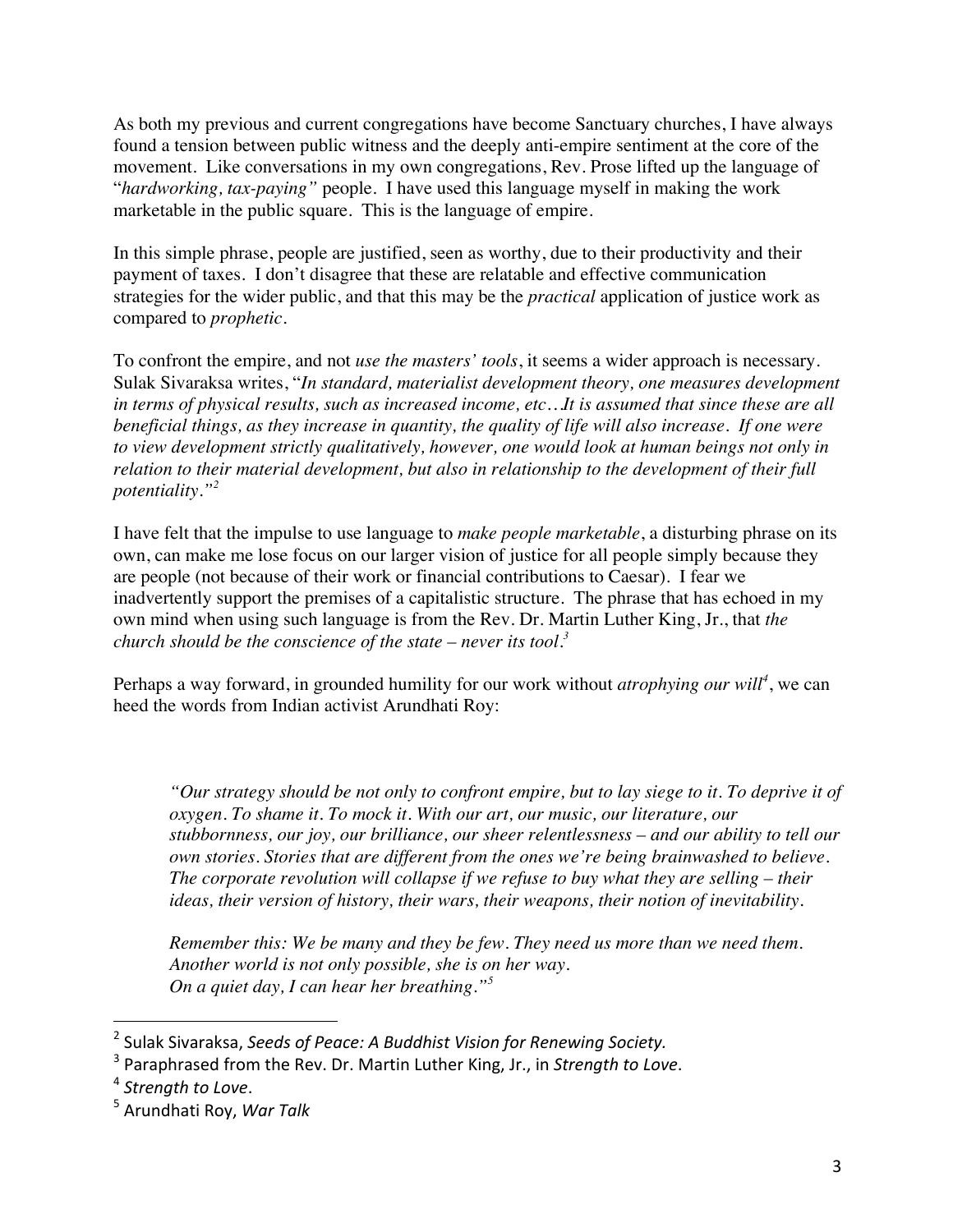As both my previous and current congregations have become Sanctuary churches, I have always found a tension between public witness and the deeply anti-empire sentiment at the core of the movement. Like conversations in my own congregations, Rev. Prose lifted up the language of "*hardworking, tax-paying"* people. I have used this language myself in making the work marketable in the public square. This is the language of empire.

In this simple phrase, people are justified, seen as worthy, due to their productivity and their payment of taxes. I don't disagree that these are relatable and effective communication strategies for the wider public, and that this may be the *practical* application of justice work as compared to *prophetic*.

To confront the empire, and not *use the masters' tools*, it seems a wider approach is necessary. Sulak Sivaraksa writes, "*In standard, materialist development theory, one measures development in terms of physical results, such as increased income, etc…It is assumed that since these are all beneficial things, as they increase in quantity, the quality of life will also increase. If one were to view development strictly qualitatively, however, one would look at human beings not only in relation to their material development, but also in relationship to the development of their full potentiality.*"[2]

I have felt that the impulse to use language to *make people marketable*, a disturbing phrase on its own, can make me lose focus on our larger vision of justice for all people simply because they are people (not because of their work or financial contributions to Caesar). I fear we inadvertently support the premises of a capitalistic structure. The phrase that has echoed in my own mind when using such language is from the Rev. Dr. Martin Luther King, Jr., that *the church should be the conscience of the state – never its tool.*[3]

Perhaps a way forward, in grounded humility for our work without *atrophying our will*[4], we can heed the words from Indian activist Arundhati Roy:

> *"Our strategy should be not only to confront empire, but to lay siege to it. To deprive it of oxygen. To shame it. To mock it. With our art, our music, our literature, our stubbornness, our joy, our brilliance, our sheer relentlessness – and our ability to tell our own stories. Stories that are different from the ones we're being brainwashed to believe. The corporate revolution will collapse if we refuse to buy what they are selling – their ideas, their version of history, their wars, their weapons, their notion of inevitability.*
>
> *Remember this: We be many and they be few. They need us more than we need them. Another world is not only possible, she is on her way.*
> *On a quiet day, I can hear her breathing."*[5]

---

[2] Sulak Sivaraksa, *Seeds of Peace: A Buddhist Vision for Renewing Society.*

[3] Paraphrased from the Rev. Dr. Martin Luther King, Jr., in *Strength to Love.*

[4] *Strength to Love.*

[5] Arundhati Roy, *War Talk*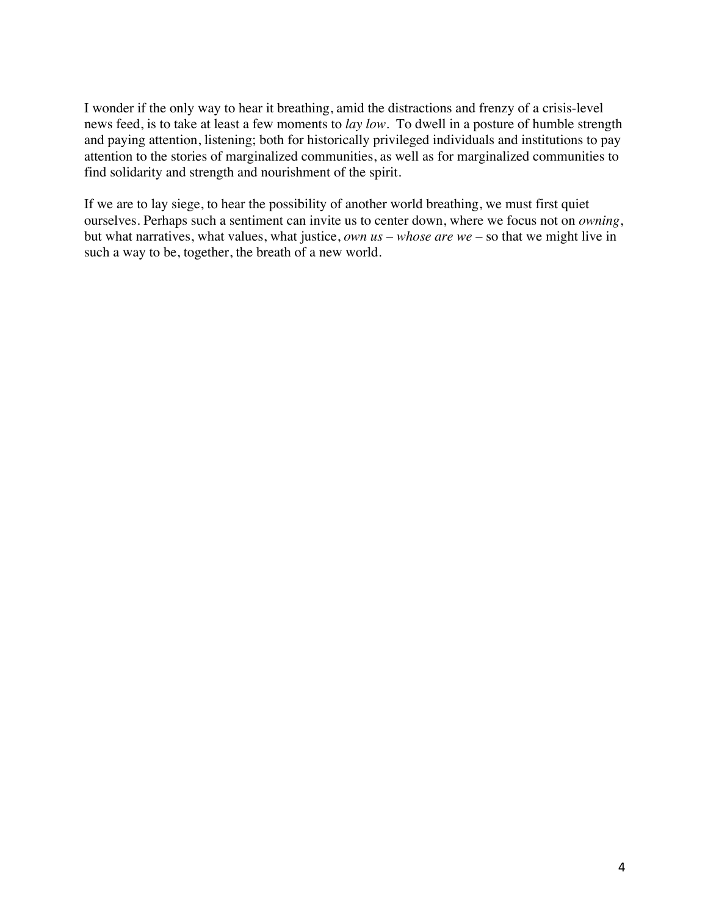I wonder if the only way to hear it breathing, amid the distractions and frenzy of a crisis-level news feed, is to take at least a few moments to *lay low*. To dwell in a posture of humble strength and paying attention, listening; both for historically privileged individuals and institutions to pay attention to the stories of marginalized communities, as well as for marginalized communities to find solidarity and strength and nourishment of the spirit.

If we are to lay siege, to hear the possibility of another world breathing, we must first quiet ourselves. Perhaps such a sentiment can invite us to center down, where we focus not on *owning*, but what narratives, what values, what justice, *own us – whose are we* – so that we might live in such a way to be, together, the breath of a new world.